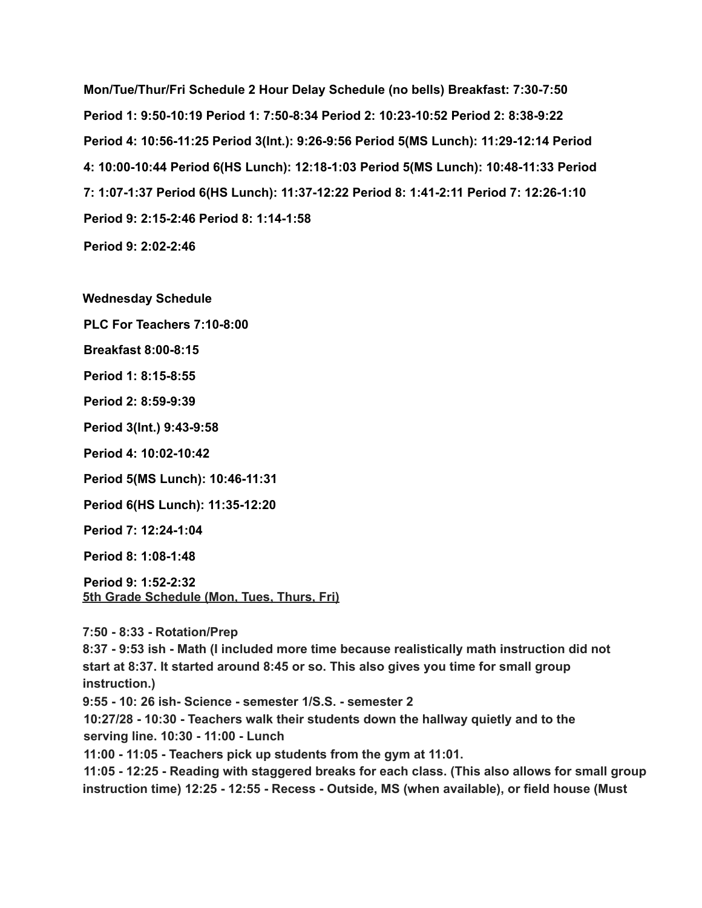**Mon/Tue/Thur/Fri Schedule**

**Breakfast: 7:30-7:50**

**Period 1: 7:50-8:34**

**Period 2: 8:38-9:22**

**Period 3(Int.): 9:26-9:56**

**Period 4: 10:00-10:44**

**Period 5(MS Lunch): 10:48-11:33**

**Period 6(HS Lunch): 11:37-12:22**

**Period 7: 12:26-1:10**

**Period 8: 1:14-1:58**

**Period 9: 2:02-2:46**

**2 Hour Delay Schedule (no bells)**

**Period 1: 9:50-10:19**

**Period 2: 10:23-10:52**

**Period 4: 10:56-11:25**

**Period 5(MS Lunch): 11:29-12:14**

**Period 6(HS Lunch): 12:18-1:03**

**Period 7: 1:07-1:37**

**Period 8: 1:41-2:11**

**Period 9: 2:15-2:46**

**Wednesday Schedule**

**PLC For Teachers 7:10-8:00**

**Breakfast 8:00-8:15**

**Period 1: 8:15-8:55**

**Period 2: 8:59-9:39**

**Period 3(Int.) 9:43-9:58**

**Period 4: 10:02-10:42**

**Period 5(MS Lunch): 10:46-11:31**

**Period 6(HS Lunch): 11:35-12:20**

**Period 7: 12:24-1:04**

**Period 8: 1:08-1:48**

**Period 9: 1:52-2:32**

**5th Grade Schedule (Mon, Tues, Thurs, Fri)**

**7:50 - 8:33 - Rotation/Prep**

**8:37 - 9:53 ish - Math (I included more time because realistically math instruction did not start at 8:37. It started around 8:45 or so. This also gives you time for small group instruction.)**

**9:55 - 10: 26 ish- Science - semester 1/S.S. - semester 2**

**10:27/28 - 10:30 - Teachers walk their students down the hallway quietly and to the serving line. 10:30 - 11:00 - Lunch**

**11:00 - 11:05 - Teachers pick up students from the gym at 11:01.**

**11:05 - 12:25 - Reading with staggered breaks for each class. (This also allows for small group instruction time) 12:25 - 12:55 - Recess - Outside, MS (when available), or field house (Must**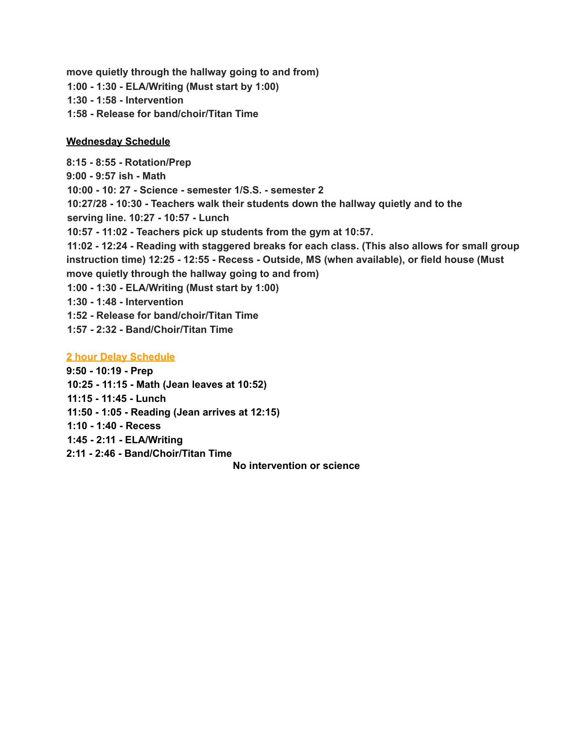**move quietly through the hallway going to and from)**

**1:00 - 1:30 - ELA/Writing (Must start by 1:00)**

**1:30 - 1:58 - Intervention**

**1:58 - Release for band/choir/Titan Time**

**<u>Wednesday Schedule</u>**

**8:15 - 8:55 - Rotation/Prep**

**9:00 - 9:57 ish - Math**

**10:00 - 10: 27 - Science - semester 1/S.S. - semester 2**

**10:27/28 - 10:30 - Teachers walk their students down the hallway quietly and to the serving line. 10:27 - 10:57 - Lunch**

**10:57 - 11:02 - Teachers pick up students from the gym at 10:57.**

**11:02 - 12:24 - Reading with staggered breaks for each class. (This also allows for small group instruction time) 12:25 - 12:55 - Recess - Outside, MS (when available), or field house (Must move quietly through the hallway going to and from)**

**1:00 - 1:30 - ELA/Writing (Must start by 1:00)**

**1:30 - 1:48 - Intervention**

**1:52 - Release for band/choir/Titan Time**

**1:57 - 2:32 - Band/Choir/Titan Time**

**<u>2 hour Delay Schedule</u>**

**9:50 - 10:19 - Prep**

**10:25 - 11:15 - Math (Jean leaves at 10:52)**

**11:15 - 11:45 - Lunch**

**11:50 - 1:05 - Reading (Jean arrives at 12:15)**

**1:10 - 1:40 - Recess**

**1:45 - 2:11 - ELA/Writing**

**2:11 - 2:46 - Band/Choir/Titan Time**

**No intervention or science**